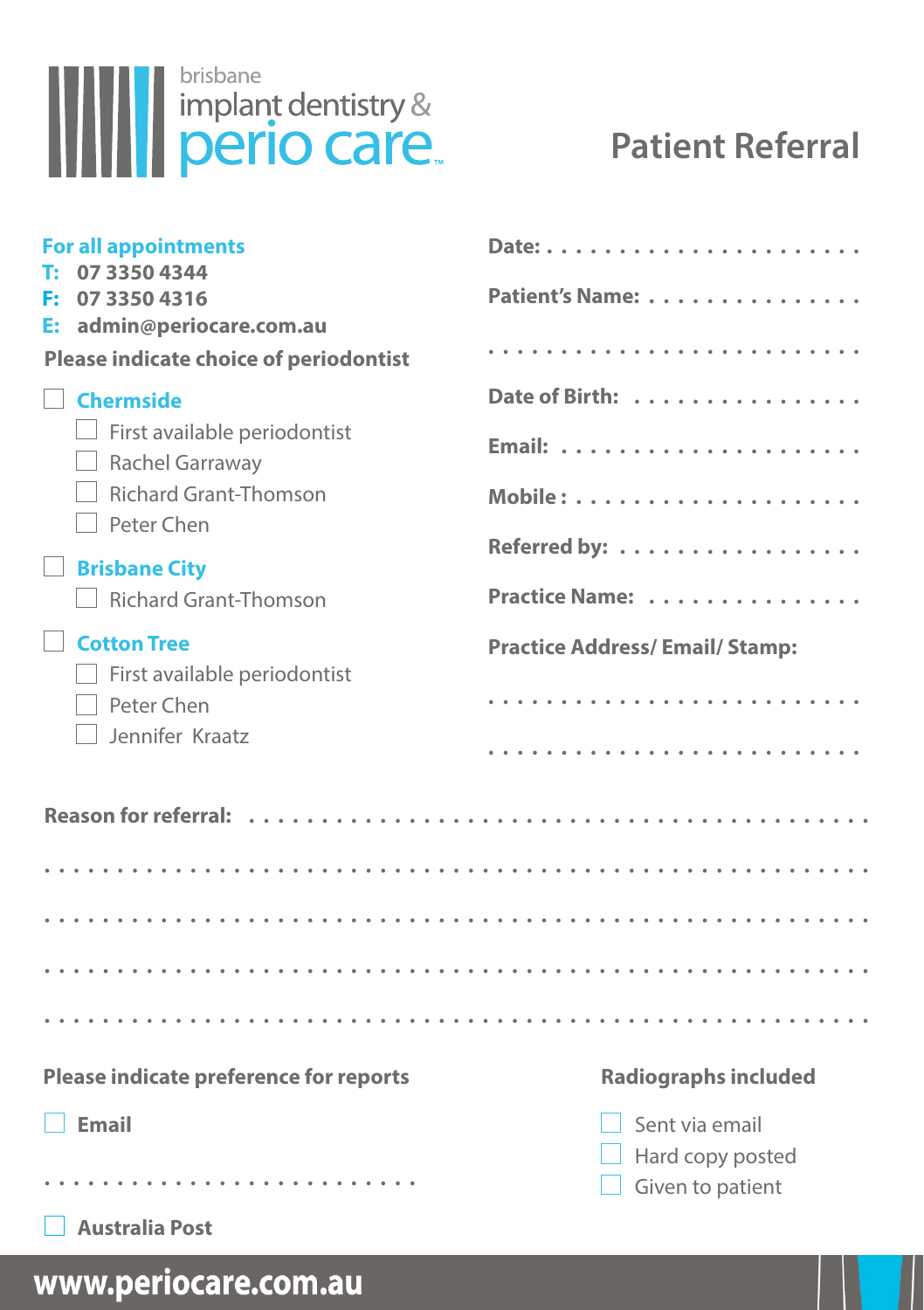brisbane implant dentistry & perio care™

# Patient Referral

**For all appointments**

**T: 07 3350 4344**

**F: 07 3350 4316**

**E: admin@periocare.com.au**

**Please indicate choice of periodontist**

- ☐ **Chermside**
  - ☐ First available periodontist
  - ☐ Rachel Garraway
  - ☐ Richard Grant-Thomson
  - ☐ Peter Chen
- ☐ **Brisbane City**
  - ☐ Richard Grant-Thomson
- ☐ **Cotton Tree**
  - ☐ First available periodontist
  - ☐ Peter Chen
  - ☐ Jennifer Kraatz

**Date:** . . . . . . . . . . . . . . . . . . . . .

**Patient's Name:** . . . . . . . . . . . . . . .

. . . . . . . . . . . . . . . . . . . . . . . . .

**Date of Birth:** . . . . . . . . . . . . . . . .

**Email:** . . . . . . . . . . . . . . . . . . . .

**Mobile :** . . . . . . . . . . . . . . . . . . . .

**Referred by:** . . . . . . . . . . . . . . . . .

**Practice Name:** . . . . . . . . . . . . . . .

**Practice Address/ Email/ Stamp:**

. . . . . . . . . . . . . . . . . . . . . . . . .

. . . . . . . . . . . . . . . . . . . . . . . . .

**Reason for referral:** . . . . . . . . . . . . . . . . . . . . . . . . . . . . . . . . . . . . . . . .

. . . . . . . . . . . . . . . . . . . . . . . . . . . . . . . . . . . . . . . . . . . . . . . . . . . . . . .

. . . . . . . . . . . . . . . . . . . . . . . . . . . . . . . . . . . . . . . . . . . . . . . . . . . . . . .

. . . . . . . . . . . . . . . . . . . . . . . . . . . . . . . . . . . . . . . . . . . . . . . . . . . . . . .

. . . . . . . . . . . . . . . . . . . . . . . . . . . . . . . . . . . . . . . . . . . . . . . . . . . . . . .

**Please indicate preference for reports**

- ☐ **Email**

. . . . . . . . . . . . . . . . . . . . . . . . .

- ☐ **Australia Post**

**Radiographs included**

- ☐ Sent via email
- ☐ Hard copy posted
- ☐ Given to patient

**www.periocare.com.au**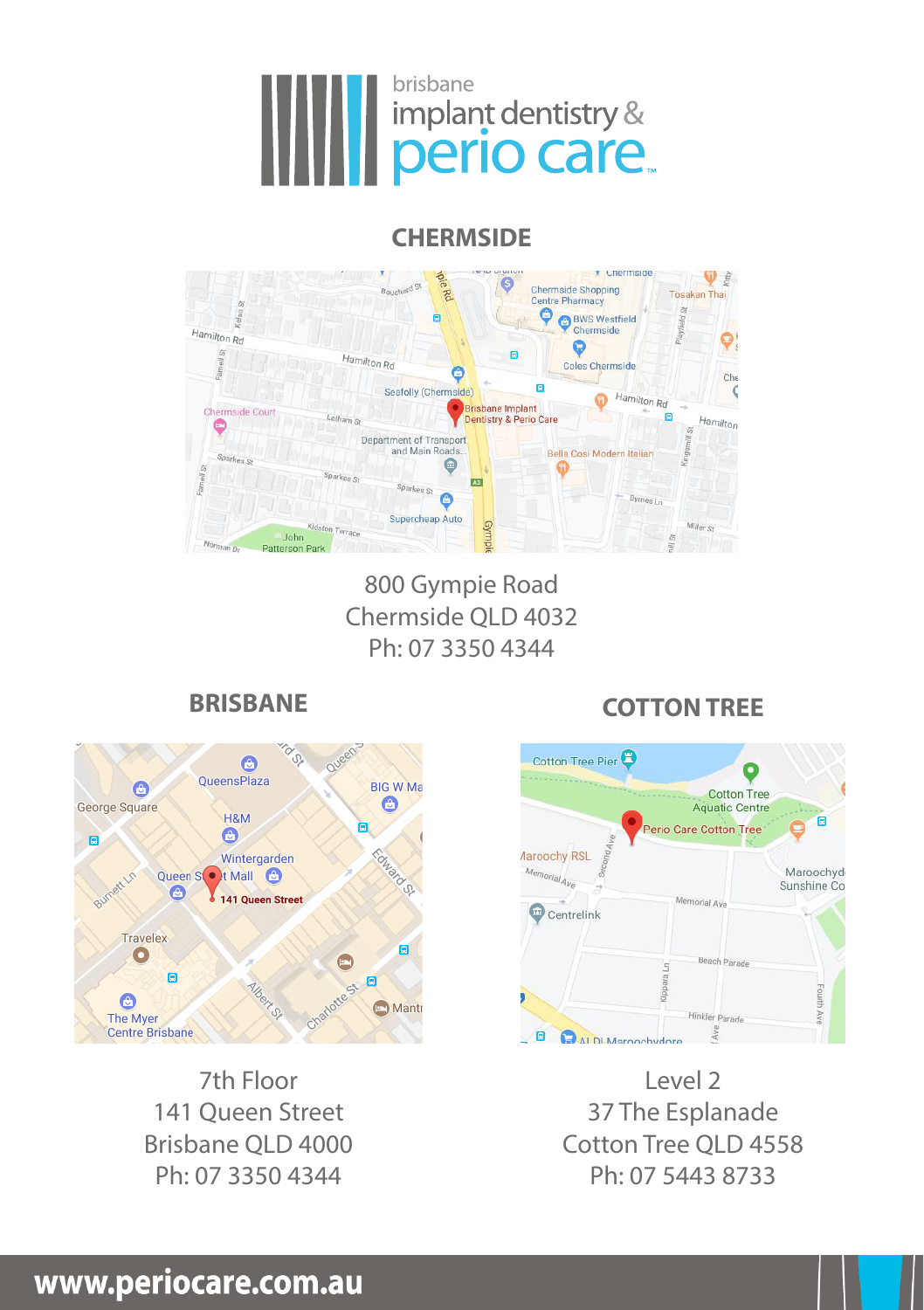brisbane implant dentistry & perio care

## CHERMSIDE

800 Gympie Road
Chermside QLD 4032
Ph: 07 3350 4344

## BRISBANE

7th Floor
141 Queen Street
Brisbane QLD 4000
Ph: 07 3350 4344

## COTTON TREE

Level 2
37 The Esplanade
Cotton Tree QLD 4558
Ph: 07 5443 8733

**www.periocare.com.au**